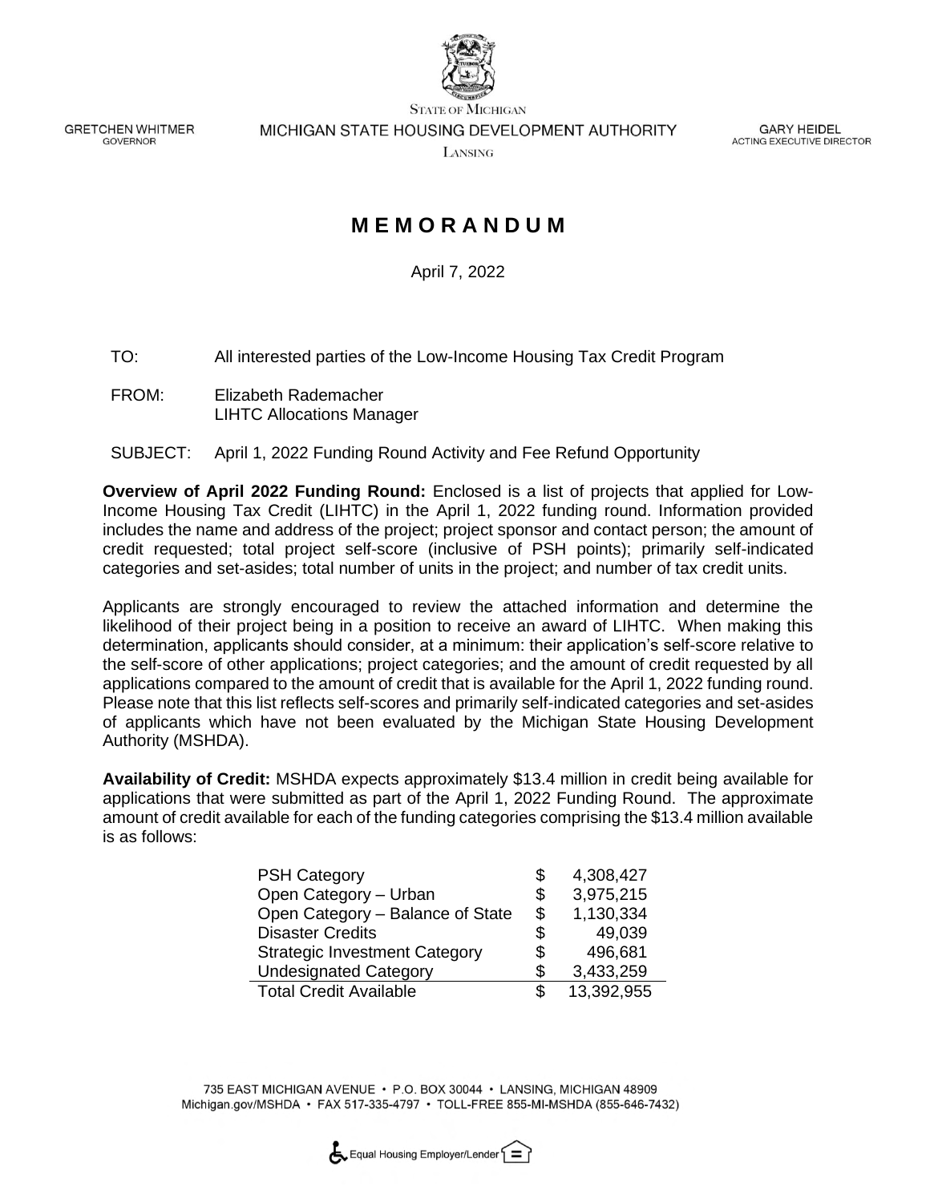GRETCHEN WHITMER
GOVERNOR

STATE OF MICHIGAN
MICHIGAN STATE HOUSING DEVELOPMENT AUTHORITY
LANSING

GARY HEIDEL
ACTING EXECUTIVE DIRECTOR

# MEMORANDUM

April 7, 2022

TO: All interested parties of the Low-Income Housing Tax Credit Program

FROM: Elizabeth Rademacher
LIHTC Allocations Manager

SUBJECT: April 1, 2022 Funding Round Activity and Fee Refund Opportunity

**Overview of April 2022 Funding Round:** Enclosed is a list of projects that applied for Low-Income Housing Tax Credit (LIHTC) in the April 1, 2022 funding round. Information provided includes the name and address of the project; project sponsor and contact person; the amount of credit requested; total project self-score (inclusive of PSH points); primarily self-indicated categories and set-asides; total number of units in the project; and number of tax credit units.

Applicants are strongly encouraged to review the attached information and determine the likelihood of their project being in a position to receive an award of LIHTC. When making this determination, applicants should consider, at a minimum: their application's self-score relative to the self-score of other applications; project categories; and the amount of credit requested by all applications compared to the amount of credit that is available for the April 1, 2022 funding round. Please note that this list reflects self-scores and primarily self-indicated categories and set-asides of applicants which have not been evaluated by the Michigan State Housing Development Authority (MSHDA).

**Availability of Credit:** MSHDA expects approximately $13.4 million in credit being available for applications that were submitted as part of the April 1, 2022 Funding Round. The approximate amount of credit available for each of the funding categories comprising the $13.4 million available is as follows:

| Category | | Amount |
|---|---|---|
| PSH Category | $ | 4,308,427 |
| Open Category – Urban | $ | 3,975,215 |
| Open Category – Balance of State | $ | 1,130,334 |
| Disaster Credits | $ | 49,039 |
| Strategic Investment Category | $ | 496,681 |
| Undesignated Category | $ | 3,433,259 |
| Total Credit Available | $ | 13,392,955 |

735 EAST MICHIGAN AVENUE • P.O. BOX 30044 • LANSING, MICHIGAN 48909
Michigan.gov/MSHDA • FAX 517-335-4797 • TOLL-FREE 855-MI-MSHDA (855-646-7432)

Equal Housing Employer/Lender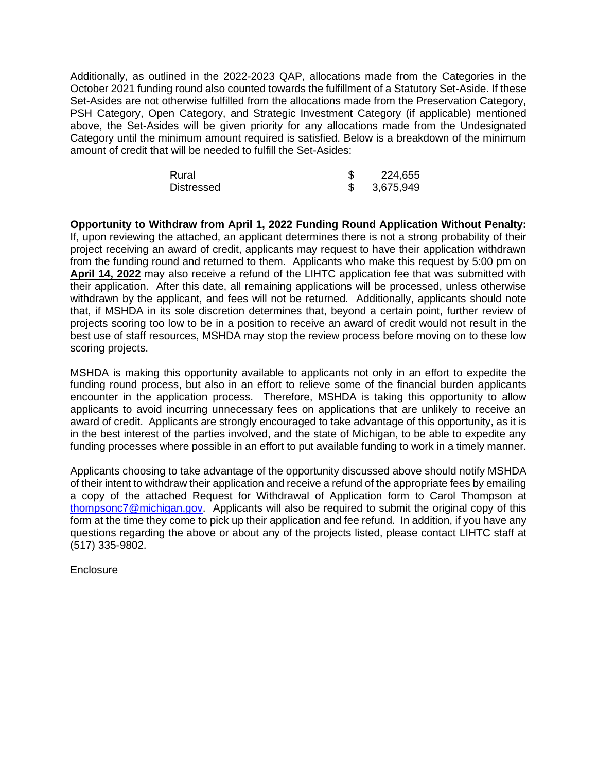Additionally, as outlined in the 2022-2023 QAP, allocations made from the Categories in the October 2021 funding round also counted towards the fulfillment of a Statutory Set-Aside. If these Set-Asides are not otherwise fulfilled from the allocations made from the Preservation Category, PSH Category, Open Category, and Strategic Investment Category (if applicable) mentioned above, the Set-Asides will be given priority for any allocations made from the Undesignated Category until the minimum amount required is satisfied. Below is a breakdown of the minimum amount of credit that will be needed to fulfill the Set-Asides:

| | |
|---|---|
| Rural | $ 224,655 |
| Distressed | $ 3,675,949 |

**Opportunity to Withdraw from April 1, 2022 Funding Round Application Without Penalty:** If, upon reviewing the attached, an applicant determines there is not a strong probability of their project receiving an award of credit, applicants may request to have their application withdrawn from the funding round and returned to them. Applicants who make this request by 5:00 pm on **April 14, 2022** may also receive a refund of the LIHTC application fee that was submitted with their application. After this date, all remaining applications will be processed, unless otherwise withdrawn by the applicant, and fees will not be returned. Additionally, applicants should note that, if MSHDA in its sole discretion determines that, beyond a certain point, further review of projects scoring too low to be in a position to receive an award of credit would not result in the best use of staff resources, MSHDA may stop the review process before moving on to these low scoring projects.

MSHDA is making this opportunity available to applicants not only in an effort to expedite the funding round process, but also in an effort to relieve some of the financial burden applicants encounter in the application process. Therefore, MSHDA is taking this opportunity to allow applicants to avoid incurring unnecessary fees on applications that are unlikely to receive an award of credit. Applicants are strongly encouraged to take advantage of this opportunity, as it is in the best interest of the parties involved, and the state of Michigan, to be able to expedite any funding processes where possible in an effort to put available funding to work in a timely manner.

Applicants choosing to take advantage of the opportunity discussed above should notify MSHDA of their intent to withdraw their application and receive a refund of the appropriate fees by emailing a copy of the attached Request for Withdrawal of Application form to Carol Thompson at thompsonc7@michigan.gov. Applicants will also be required to submit the original copy of this form at the time they come to pick up their application and fee refund. In addition, if you have any questions regarding the above or about any of the projects listed, please contact LIHTC staff at (517) 335-9802.

Enclosure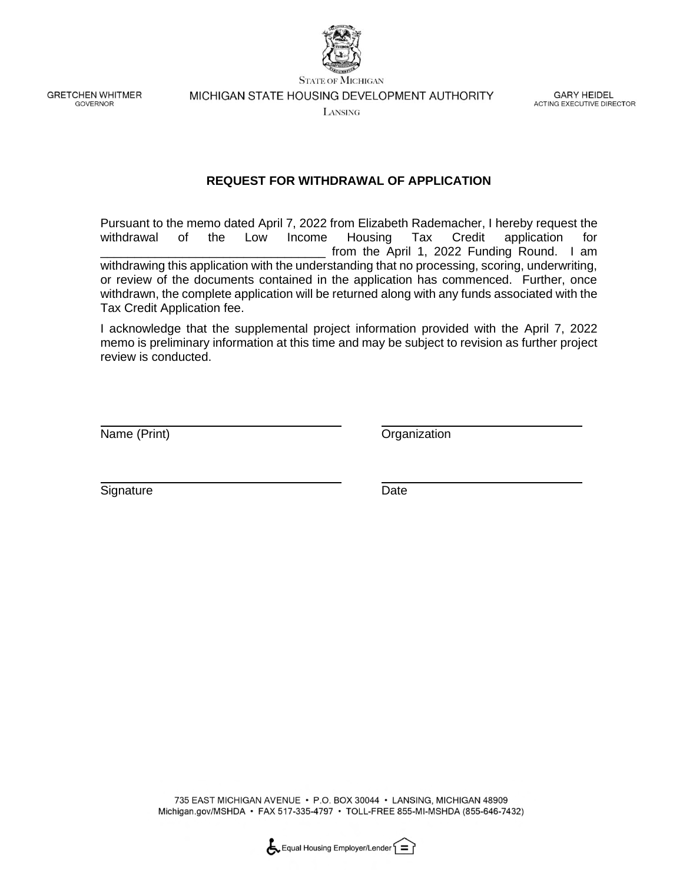STATE OF MICHIGAN

MICHIGAN STATE HOUSING DEVELOPMENT AUTHORITY

LANSING

GRETCHEN WHITMER
GOVERNOR

GARY HEIDEL
ACTING EXECUTIVE DIRECTOR

## REQUEST FOR WITHDRAWAL OF APPLICATION

Pursuant to the memo dated April 7, 2022 from Elizabeth Rademacher, I hereby request the withdrawal of the Low Income Housing Tax Credit application for _________________________________ from the April 1, 2022 Funding Round. I am withdrawing this application with the understanding that no processing, scoring, underwriting, or review of the documents contained in the application has commenced. Further, once withdrawn, the complete application will be returned along with any funds associated with the Tax Credit Application fee.

I acknowledge that the supplemental project information provided with the April 7, 2022 memo is preliminary information at this time and may be subject to revision as further project review is conducted.

| | |
|---|---|
| _________________________________ | _________________________________ |
| Name (Print) | Organization |
| _________________________________ | _________________________________ |
| Signature | Date |

735 EAST MICHIGAN AVENUE • P.O. BOX 30044 • LANSING, MICHIGAN 48909
Michigan.gov/MSHDA • FAX 517-335-4797 • TOLL-FREE 855-MI-MSHDA (855-646-7432)

Equal Housing Employer/Lender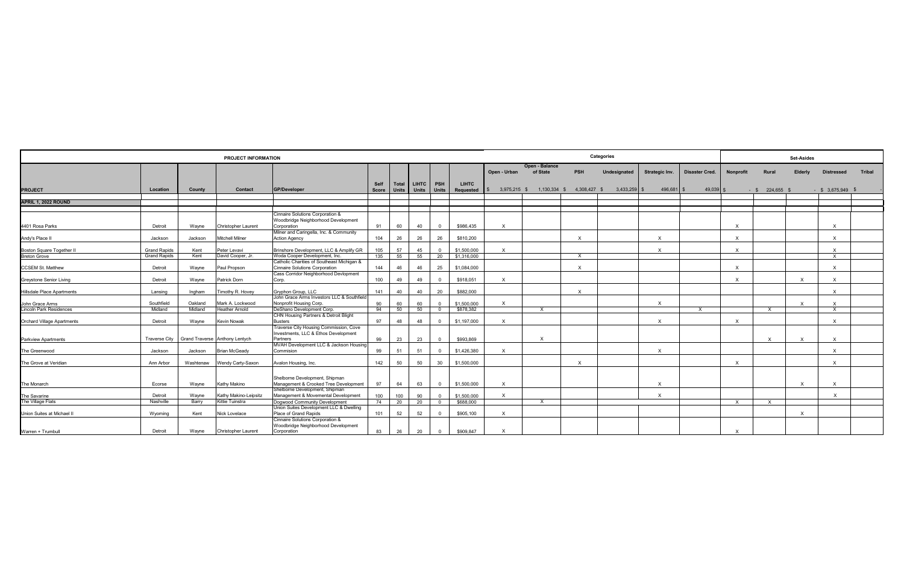| PROJECT INFORMATION | | | | | | | | | | Categories | | | | | | Set-Asides | | | | |
|---|---|---|---|---|---|---|---|---|---|---|---|---|---|---|---|---|---|---|---|---|
| PROJECT | Location | County | Contact | GP/Developer | Self Score | Total Units | LIHTC Units | PSH Units | LIHTC Requested | Open - Urban | Open - Balance of State | PSH | Undesignated | Strategic Inv. | Disaster Cred. | Nonprofit | Rural | Elderly | Distressed | Tribal |
| | | | | | | | | | | $ 3,975,215 | $ 1,130,334 | $ 4,308,427 | $ 3,433,259 | $ 496,681 | $ 49,039 | $ - | $ 224,655 | $ - | $ 3,675,949 | $ - |
| **APRIL 1, 2022 ROUND** | | | | | | | | | | | | | | | | | | | | |
| 4401 Rosa Parks | Detroit | Wayne | Christopher Laurent | Cinnaire Solutions Corporation & Woodbridge Neighborhood Development Corporation | 91 | 60 | 40 | 0 | $986,435 | X | | | | | | X | | | X | |
| Andy's Place II | Jackson | Jackson | Mitchell Milner | Milner and Caringella, Inc. & Community Action Agency | 104 | 26 | 26 | 26 | $810,200 | | | X | | X | | X | | | X | |
| Boston Square Together II | Grand Rapids | Kent | Peter Levavi | Brinshore Development, LLC & Amplify GR | 105 | 57 | 45 | 0 | $1,500,000 | X | | | | X | | X | | | X | |
| Breton Grove | Grand Rapids | Kent | David Cooper, Jr. | Woda Cooper Development, Inc. | 135 | 55 | 55 | 20 | $1,316,000 | | | X | | | | | | | X | |
| CCSEM St. Matthew | Detroit | Wayne | Paul Propson | Catholic Charities of Southeast Michigan & Cinnaire Solutions Corporation | 144 | 46 | 46 | 25 | $1,084,000 | | | X | | | | X | | | X | |
| Greystone Senior Living | Detroit | Wayne | Patrick Dorn | Cass Corridor Neighborhood Devlopment Corp. | 100 | 49 | 49 | 0 | $918,051 | X | | | | | | X | | X | X | |
| Hillsdale Place Apartments | Lansing | Ingham | Timothy R. Hovey | Gryphon Group, LLC | 141 | 40 | 40 | 20 | $882,000 | | | X | | | | | | | X | |
| John Grace Arms | Southfield | Oakland | Mark A. Lockwood | John Grace Arms Investors LLC & Southfield Nonprofit Housing Corp. | 90 | 60 | 60 | 0 | $1,500,000 | X | | | | X | | | | X | X | |
| Lincoln Park Residences | Midland | Midland | Heather Arnold | DeShano Development Corp. | 94 | 50 | 50 | 0 | $878,382 | | X | | | | X | | X | | X | |
| Orchard Village Apartments | Detroit | Wayne | Kevin Nowak | CHN Housing Partners & Detroit Blight Busters | 97 | 48 | 48 | 0 | $1,197,000 | X | | | | X | | X | | | X | |
| Parkview Apartments | Traverse City | Grand Traverse | Anthony Lentych | Traverse City Housing Commission, Cove Investments, LLC & Ethos Development Partners | 99 | 23 | 23 | 0 | $993,869 | | X | | | | | | X | X | X | |
| The Greenwood | Jackson | Jackson | Brian McGeady | MVAH Development LLC & Jackson Housing Commision | 99 | 51 | 51 | 0 | $1,426,380 | X | | | | X | | | | | X | |
| The Grove at Veridian | Ann Arbor | Washtenaw | Wendy Carty-Saxon | Avalon Housing, Inc. | 142 | 50 | 50 | 30 | $1,500,000 | | | X | | | | X | | | X | |
| The Monarch | Ecorse | Wayne | Kathy Makino | Shelborne Development, Shipman Management & Crooked Tree Development | 97 | 64 | 63 | 0 | $1,500,000 | X | | | | X | | | | X | X | |
| The Savarine | Detroit | Wayne | Kathy Makino-Leipsitz | Shelborne Development, Shipman Management & Movemental Development | 100 | 100 | 90 | 0 | $1,500,000 | X | | | | X | | | | | X | |
| The Village Flats | Nashville | Barry | Kittie Tuinstra | Dogwood Community Development | 74 | 20 | 20 | 0 | $688,000 | | X | | | | | X | X | | | |
| Union Suites at Michael II | Wyoming | Kent | Nick Lovelace | Union Suites Development LLC & Dwelling Place of Grand Rapids | 101 | 52 | 52 | 0 | $905,100 | X | | | | | | | | X | | |
| Warren + Trumbull | Detroit | Wayne | Christopher Laurent | Cinnaire Solutions Corporation & Woodbridge Neighborhood Development Corporation | 83 | 26 | 20 | 0 | $909,847 | X | | | | | | X | | | | |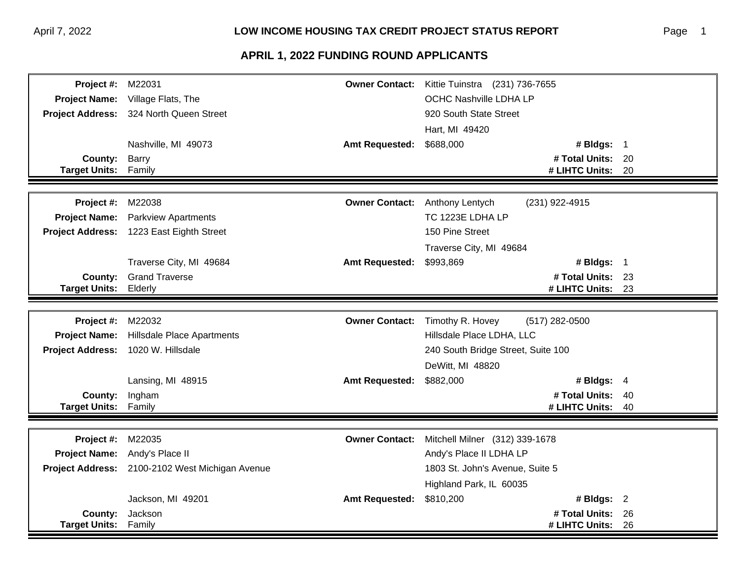## LOW INCOME HOUSING TAX CREDIT PROJECT STATUS REPORT

## APRIL 1, 2022 FUNDING ROUND APPLICANTS

| | | | | | |
|---|---|---|---|---|---|
| **Project #:** | M22031 | **Owner Contact:** | Kittie Tuinstra (231) 736-7655 | | |
| **Project Name:** | Village Flats, The | | OCHC Nashville LDHA LP | | |
| **Project Address:** | 324 North Queen Street | | 920 South State Street | | |
| | | | Hart, MI 49420 | | |
| | Nashville, MI 49073 | **Amt Requested:** | $688,000 | **# Bldgs:** | 1 |
| **County:** | Barry | | | **# Total Units:** | 20 |
| **Target Units:** | Family | | | **# LIHTC Units:** | 20 |

| | | | | | |
|---|---|---|---|---|---|
| **Project #:** | M22038 | **Owner Contact:** | Anthony Lentych (231) 922-4915 | | |
| **Project Name:** | Parkview Apartments | | TC 1223E LDHA LP | | |
| **Project Address:** | 1223 East Eighth Street | | 150 Pine Street | | |
| | | | Traverse City, MI 49684 | | |
| | Traverse City, MI 49684 | **Amt Requested:** | $993,869 | **# Bldgs:** | 1 |
| **County:** | Grand Traverse | | | **# Total Units:** | 23 |
| **Target Units:** | Elderly | | | **# LIHTC Units:** | 23 |

| | | | | | |
|---|---|---|---|---|---|
| **Project #:** | M22032 | **Owner Contact:** | Timothy R. Hovey (517) 282-0500 | | |
| **Project Name:** | Hillsdale Place Apartments | | Hillsdale Place LDHA, LLC | | |
| **Project Address:** | 1020 W. Hillsdale | | 240 South Bridge Street, Suite 100 | | |
| | | | DeWitt, MI 48820 | | |
| | Lansing, MI 48915 | **Amt Requested:** | $882,000 | **# Bldgs:** | 4 |
| **County:** | Ingham | | | **# Total Units:** | 40 |
| **Target Units:** | Family | | | **# LIHTC Units:** | 40 |

| | | | | | |
|---|---|---|---|---|---|
| **Project #:** | M22035 | **Owner Contact:** | Mitchell Milner (312) 339-1678 | | |
| **Project Name:** | Andy's Place II | | Andy's Place II LDHA LP | | |
| **Project Address:** | 2100-2102 West Michigan Avenue | | 1803 St. John's Avenue, Suite 5 | | |
| | | | Highland Park, IL 60035 | | |
| | Jackson, MI 49201 | **Amt Requested:** | $810,200 | **# Bldgs:** | 2 |
| **County:** | Jackson | | | **# Total Units:** | 26 |
| **Target Units:** | Family | | | **# LIHTC Units:** | 26 |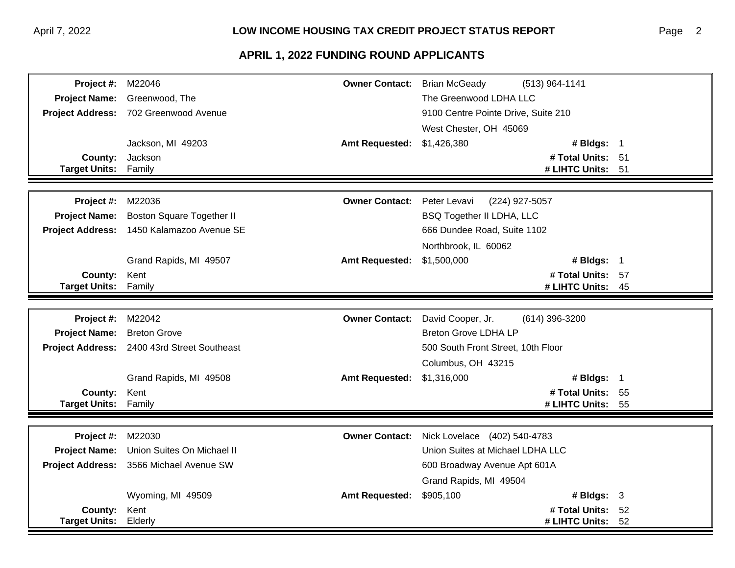## APRIL 1, 2022 FUNDING ROUND APPLICANTS

| | | | | | |
|---|---|---|---|---|---|
| **Project #:** | M22046 | **Owner Contact:** | Brian McGeady (513) 964-1141 | | |
| **Project Name:** | Greenwood, The | | The Greenwood LDHA LLC | | |
| **Project Address:** | 702 Greenwood Avenue | | 9100 Centre Pointe Drive, Suite 210 | | |
| | | | West Chester, OH 45069 | | |
| | Jackson, MI 49203 | **Amt Requested:** | $1,426,380 | **# Bldgs:** | 1 |
| **County:** | Jackson | | | **# Total Units:** | 51 |
| **Target Units:** | Family | | | **# LIHTC Units:** | 51 |

| | | | | | |
|---|---|---|---|---|---|
| **Project #:** | M22036 | **Owner Contact:** | Peter Levavi (224) 927-5057 | | |
| **Project Name:** | Boston Square Together II | | BSQ Together II LDHA, LLC | | |
| **Project Address:** | 1450 Kalamazoo Avenue SE | | 666 Dundee Road, Suite 1102 | | |
| | | | Northbrook, IL 60062 | | |
| | Grand Rapids, MI 49507 | **Amt Requested:** | $1,500,000 | **# Bldgs:** | 1 |
| **County:** | Kent | | | **# Total Units:** | 57 |
| **Target Units:** | Family | | | **# LIHTC Units:** | 45 |

| | | | | | |
|---|---|---|---|---|---|
| **Project #:** | M22042 | **Owner Contact:** | David Cooper, Jr. (614) 396-3200 | | |
| **Project Name:** | Breton Grove | | Breton Grove LDHA LP | | |
| **Project Address:** | 2400 43rd Street Southeast | | 500 South Front Street, 10th Floor | | |
| | | | Columbus, OH 43215 | | |
| | Grand Rapids, MI 49508 | **Amt Requested:** | $1,316,000 | **# Bldgs:** | 1 |
| **County:** | Kent | | | **# Total Units:** | 55 |
| **Target Units:** | Family | | | **# LIHTC Units:** | 55 |

| | | | | | |
|---|---|---|---|---|---|
| **Project #:** | M22030 | **Owner Contact:** | Nick Lovelace (402) 540-4783 | | |
| **Project Name:** | Union Suites On Michael II | | Union Suites at Michael LDHA LLC | | |
| **Project Address:** | 3566 Michael Avenue SW | | 600 Broadway Avenue Apt 601A | | |
| | | | Grand Rapids, MI 49504 | | |
| | Wyoming, MI 49509 | **Amt Requested:** | $905,100 | **# Bldgs:** | 3 |
| **County:** | Kent | | | **# Total Units:** | 52 |
| **Target Units:** | Elderly | | | **# LIHTC Units:** | 52 |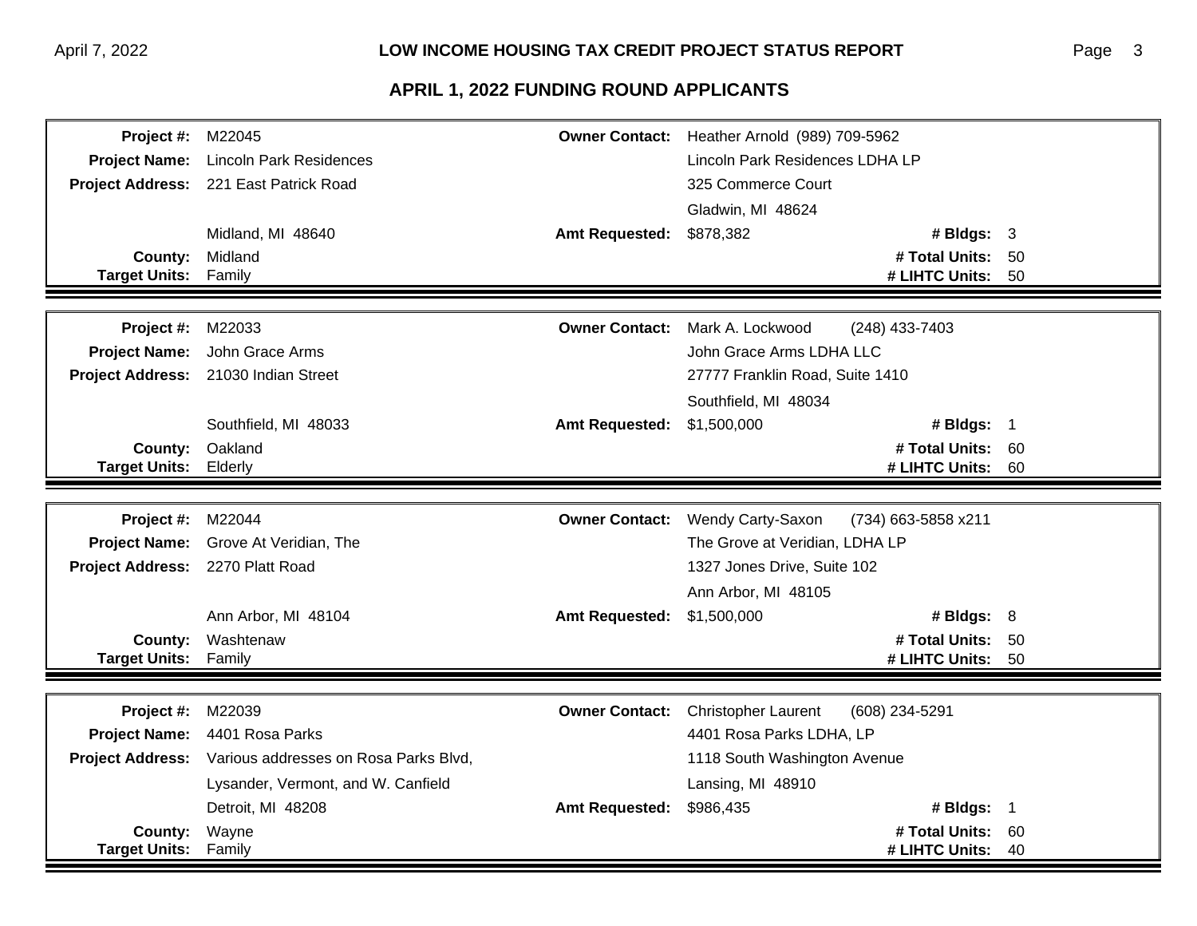## APRIL 1, 2022 FUNDING ROUND APPLICANTS

| | | | | | |
|---|---|---|---|---|---|
| **Project #:** | M22045 | **Owner Contact:** | Heather Arnold (989) 709-5962 | | |
| **Project Name:** | Lincoln Park Residences | | Lincoln Park Residences LDHA LP | | |
| **Project Address:** | 221 East Patrick Road | | 325 Commerce Court | | |
| | | | Gladwin, MI 48624 | | |
| | Midland, MI 48640 | **Amt Requested:** | $878,382 | **# Bldgs:** | 3 |
| **County:** | Midland | | | **# Total Units:** | 50 |
| **Target Units:** | Family | | | **# LIHTC Units:** | 50 |

| | | | | | |
|---|---|---|---|---|---|
| **Project #:** | M22033 | **Owner Contact:** | Mark A. Lockwood (248) 433-7403 | | |
| **Project Name:** | John Grace Arms | | John Grace Arms LDHA LLC | | |
| **Project Address:** | 21030 Indian Street | | 27777 Franklin Road, Suite 1410 | | |
| | | | Southfield, MI 48034 | | |
| | Southfield, MI 48033 | **Amt Requested:** | $1,500,000 | **# Bldgs:** | 1 |
| **County:** | Oakland | | | **# Total Units:** | 60 |
| **Target Units:** | Elderly | | | **# LIHTC Units:** | 60 |

| | | | | | |
|---|---|---|---|---|---|
| **Project #:** | M22044 | **Owner Contact:** | Wendy Carty-Saxon (734) 663-5858 x211 | | |
| **Project Name:** | Grove At Veridian, The | | The Grove at Veridian, LDHA LP | | |
| **Project Address:** | 2270 Platt Road | | 1327 Jones Drive, Suite 102 | | |
| | | | Ann Arbor, MI 48105 | | |
| | Ann Arbor, MI 48104 | **Amt Requested:** | $1,500,000 | **# Bldgs:** | 8 |
| **County:** | Washtenaw | | | **# Total Units:** | 50 |
| **Target Units:** | Family | | | **# LIHTC Units:** | 50 |

| | | | | | |
|---|---|---|---|---|---|
| **Project #:** | M22039 | **Owner Contact:** | Christopher Laurent (608) 234-5291 | | |
| **Project Name:** | 4401 Rosa Parks | | 4401 Rosa Parks LDHA, LP | | |
| **Project Address:** | Various addresses on Rosa Parks Blvd, | | 1118 South Washington Avenue | | |
| | Lysander, Vermont, and W. Canfield | | Lansing, MI 48910 | | |
| | Detroit, MI 48208 | **Amt Requested:** | $986,435 | **# Bldgs:** | 1 |
| **County:** | Wayne | | | **# Total Units:** | 60 |
| **Target Units:** | Family | | | **# LIHTC Units:** | 40 |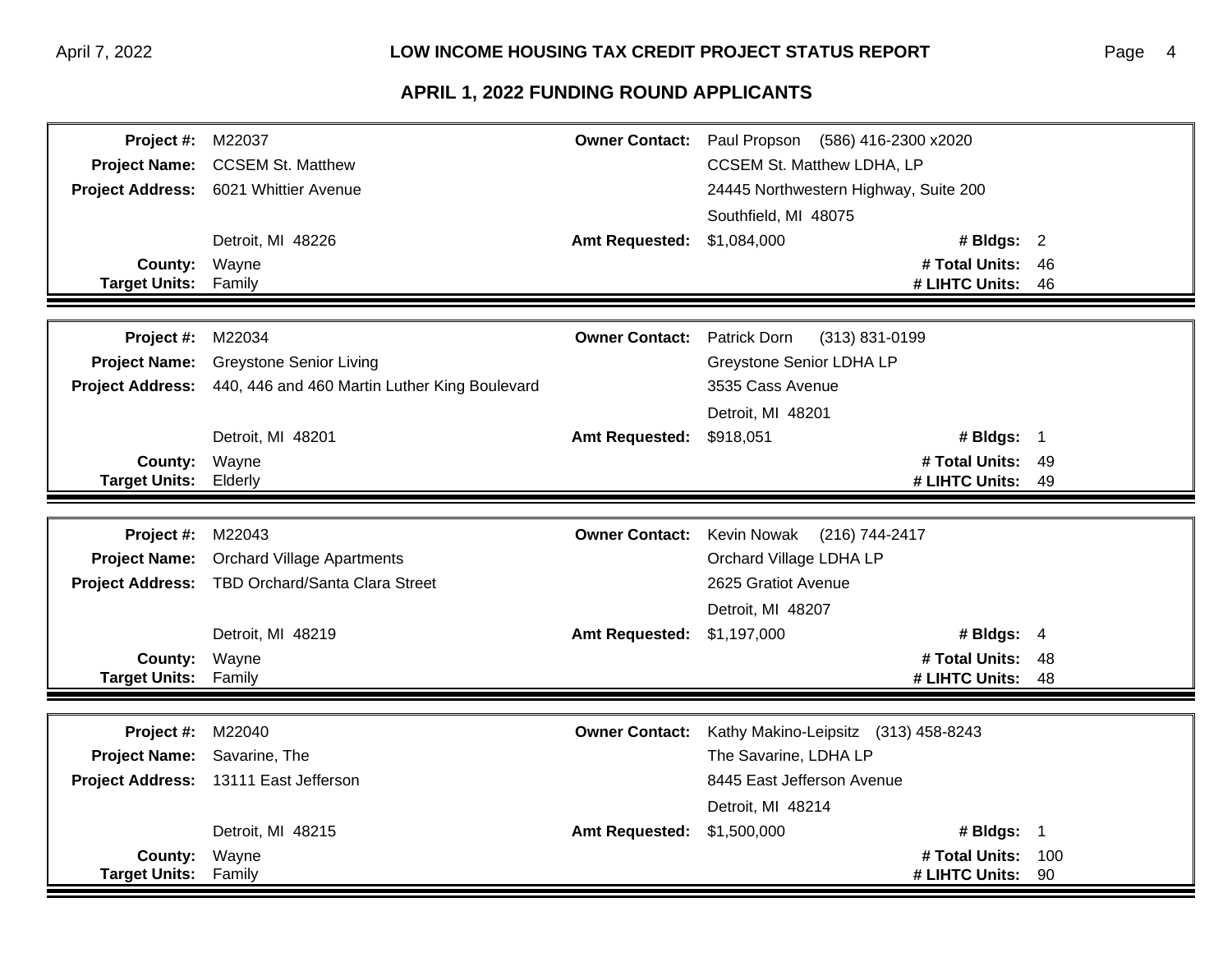## APRIL 1, 2022 FUNDING ROUND APPLICANTS

| | | | | | |
|---|---|---|---|---|---|
| **Project #:** | M22037 | **Owner Contact:** | Paul Propson (586) 416-2300 x2020 | | |
| **Project Name:** | CCSEM St. Matthew | | CCSEM St. Matthew LDHA, LP | | |
| **Project Address:** | 6021 Whittier Avenue | | 24445 Northwestern Highway, Suite 200 | | |
| | | | Southfield, MI 48075 | | |
| | Detroit, MI 48226 | **Amt Requested:** | $1,084,000 | **# Bldgs:** | 2 |
| **County:** | Wayne | | | **# Total Units:** | 46 |
| **Target Units:** | Family | | | **# LIHTC Units:** | 46 |

| | | | | | |
|---|---|---|---|---|---|
| **Project #:** | M22034 | **Owner Contact:** | Patrick Dorn (313) 831-0199 | | |
| **Project Name:** | Greystone Senior Living | | Greystone Senior LDHA LP | | |
| **Project Address:** | 440, 446 and 460 Martin Luther King Boulevard | | 3535 Cass Avenue | | |
| | | | Detroit, MI 48201 | | |
| | Detroit, MI 48201 | **Amt Requested:** | $918,051 | **# Bldgs:** | 1 |
| **County:** | Wayne | | | **# Total Units:** | 49 |
| **Target Units:** | Elderly | | | **# LIHTC Units:** | 49 |

| | | | | | |
|---|---|---|---|---|---|
| **Project #:** | M22043 | **Owner Contact:** | Kevin Nowak (216) 744-2417 | | |
| **Project Name:** | Orchard Village Apartments | | Orchard Village LDHA LP | | |
| **Project Address:** | TBD Orchard/Santa Clara Street | | 2625 Gratiot Avenue | | |
| | | | Detroit, MI 48207 | | |
| | Detroit, MI 48219 | **Amt Requested:** | $1,197,000 | **# Bldgs:** | 4 |
| **County:** | Wayne | | | **# Total Units:** | 48 |
| **Target Units:** | Family | | | **# LIHTC Units:** | 48 |

| | | | | | |
|---|---|---|---|---|---|
| **Project #:** | M22040 | **Owner Contact:** | Kathy Makino-Leipsitz (313) 458-8243 | | |
| **Project Name:** | Savarine, The | | The Savarine, LDHA LP | | |
| **Project Address:** | 13111 East Jefferson | | 8445 East Jefferson Avenue | | |
| | | | Detroit, MI 48214 | | |
| | Detroit, MI 48215 | **Amt Requested:** | $1,500,000 | **# Bldgs:** | 1 |
| **County:** | Wayne | | | **# Total Units:** | 100 |
| **Target Units:** | Family | | | **# LIHTC Units:** | 90 |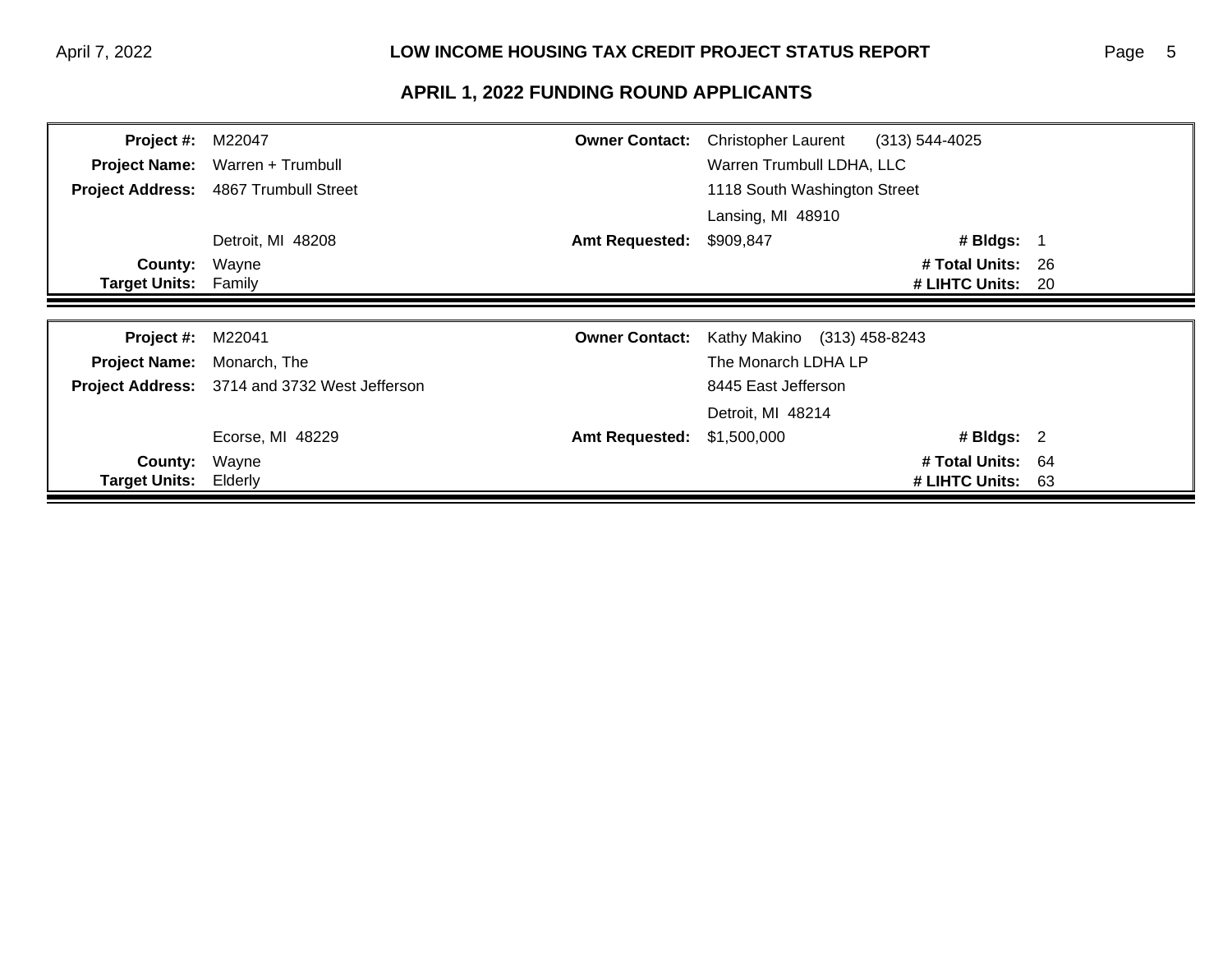## APRIL 1, 2022 FUNDING ROUND APPLICANTS

| | | | | | |
|---|---|---|---|---|---|
| **Project #:** | M22047 | **Owner Contact:** | Christopher Laurent (313) 544-4025 | | |
| **Project Name:** | Warren + Trumbull | | Warren Trumbull LDHA, LLC | | |
| **Project Address:** | 4867 Trumbull Street | | 1118 South Washington Street | | |
| | | | Lansing, MI 48910 | | |
| | Detroit, MI 48208 | **Amt Requested:** | $909,847 | **# Bldgs:** | 1 |
| **County:** | Wayne | | | **# Total Units:** | 26 |
| **Target Units:** | Family | | | **# LIHTC Units:** | 20 |

| | | | | | |
|---|---|---|---|---|---|
| **Project #:** | M22041 | **Owner Contact:** | Kathy Makino (313) 458-8243 | | |
| **Project Name:** | Monarch, The | | The Monarch LDHA LP | | |
| **Project Address:** | 3714 and 3732 West Jefferson | | 8445 East Jefferson | | |
| | | | Detroit, MI 48214 | | |
| | Ecorse, MI 48229 | **Amt Requested:** | $1,500,000 | **# Bldgs:** | 2 |
| **County:** | Wayne | | | **# Total Units:** | 64 |
| **Target Units:** | Elderly | | | **# LIHTC Units:** | 63 |